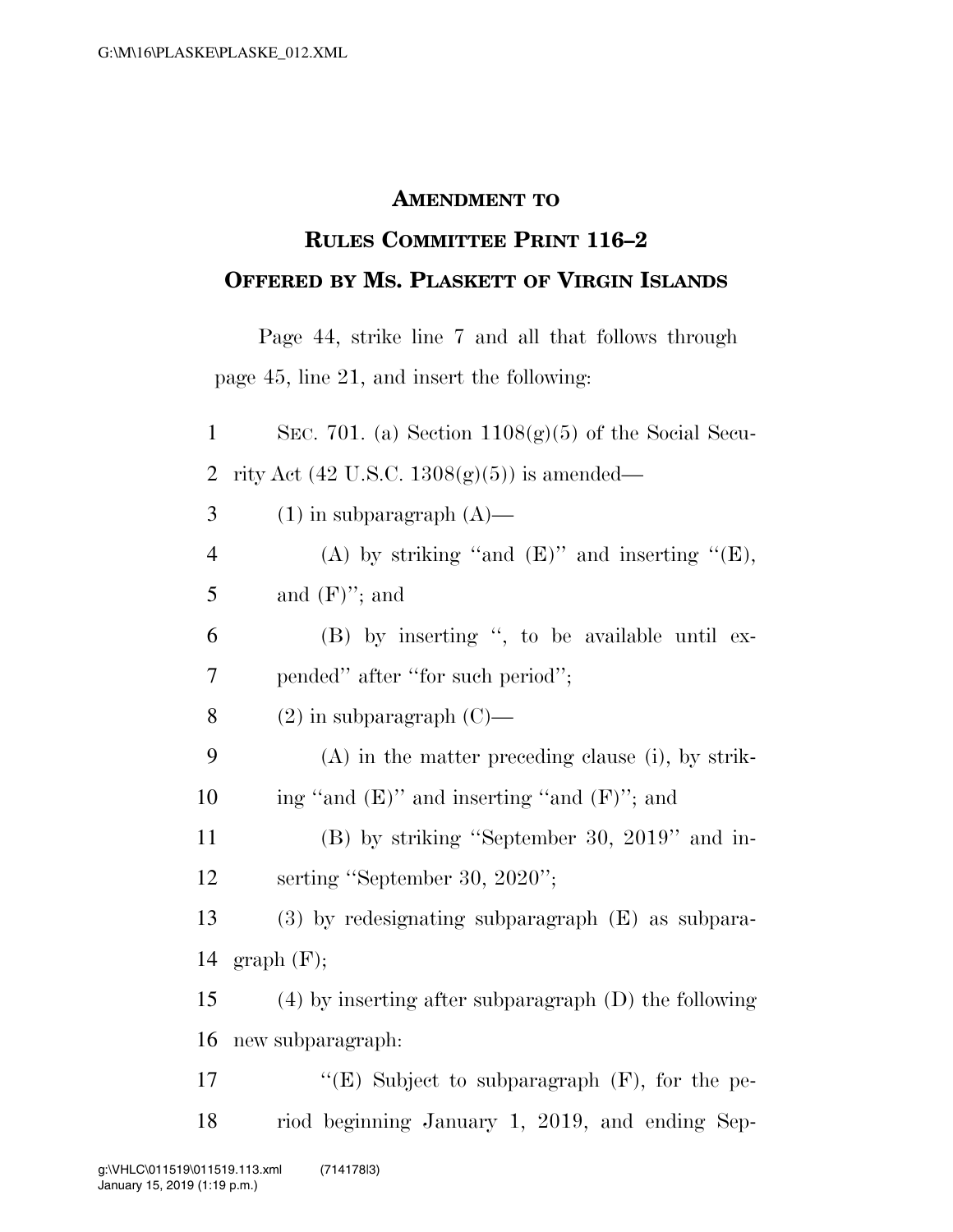# AMENDMENT TO RULES COMMITTEE PRINT 116–2 OFFERED BY MS. PLASKETT OF VIRGIN ISLANDS

Page 44, strike line 7 and all that follows through page 45, line 21, and insert the following:

SEC. 701. (a) Section 1108(g)(5) of the Social Security Act (42 U.S.C. 1308(g)(5)) is amended—

(1) in subparagraph (A)—

(A) by striking "and (E)" and inserting "(E), and (F)"; and

(B) by inserting ", to be available until expended" after "for such period";

(2) in subparagraph (C)—

(A) in the matter preceding clause (i), by striking "and (E)" and inserting "and (F)"; and

(B) by striking "September 30, 2019" and inserting "September 30, 2020";

(3) by redesignating subparagraph (E) as subparagraph (F);

(4) by inserting after subparagraph (D) the following new subparagraph:

"(E) Subject to subparagraph (F), for the period beginning January 1, 2019, and ending Sep-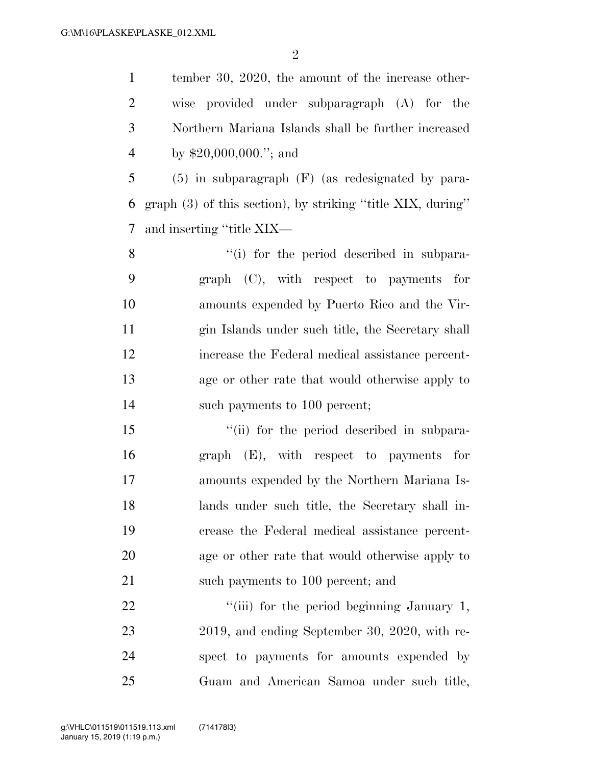tember 30, 2020, the amount of the increase otherwise provided under subparagraph (A) for the Northern Mariana Islands shall be further increased by $20,000,000.''; and

(5) in subparagraph (F) (as redesignated by paragraph (3) of this section), by striking ''title XIX, during'' and inserting ''title XIX—

''(i) for the period described in subparagraph (C), with respect to payments for amounts expended by Puerto Rico and the Virgin Islands under such title, the Secretary shall increase the Federal medical assistance percentage or other rate that would otherwise apply to such payments to 100 percent;

''(ii) for the period described in subparagraph (E), with respect to payments for amounts expended by the Northern Mariana Islands under such title, the Secretary shall increase the Federal medical assistance percentage or other rate that would otherwise apply to such payments to 100 percent; and

''(iii) for the period beginning January 1, 2019, and ending September 30, 2020, with respect to payments for amounts expended by Guam and American Samoa under such title,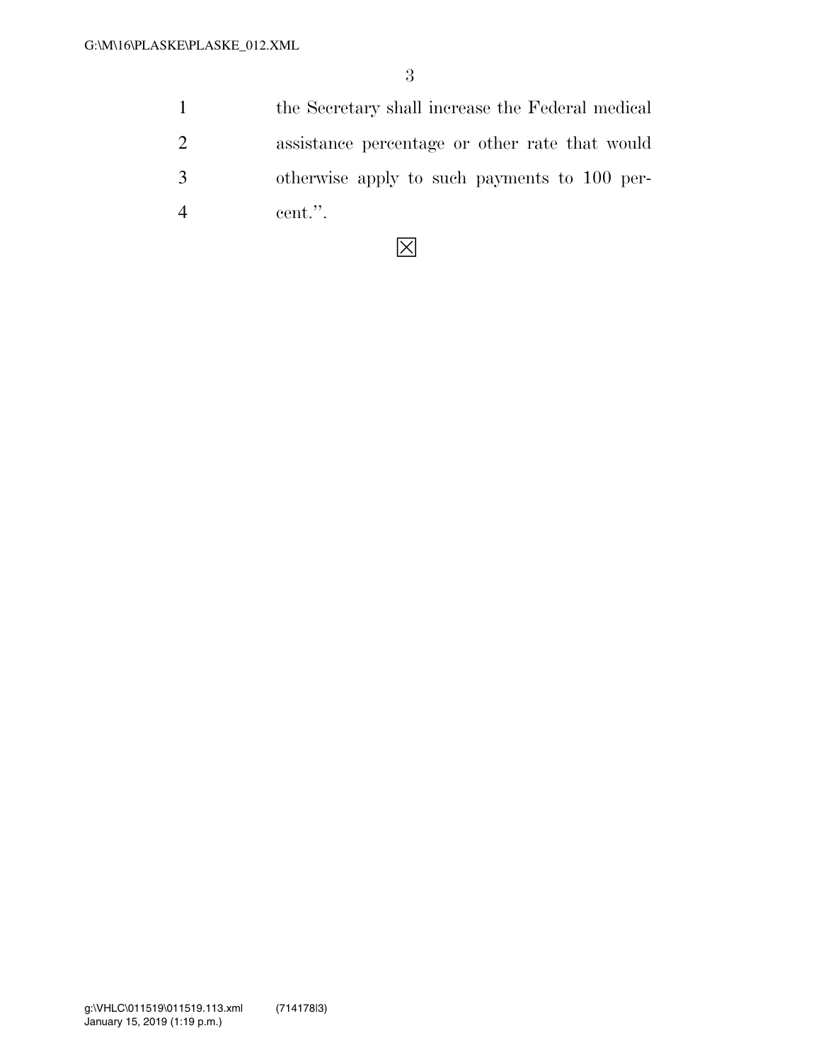the Secretary shall increase the Federal medical assistance percentage or other rate that would otherwise apply to such payments to 100 percent.''.

☒